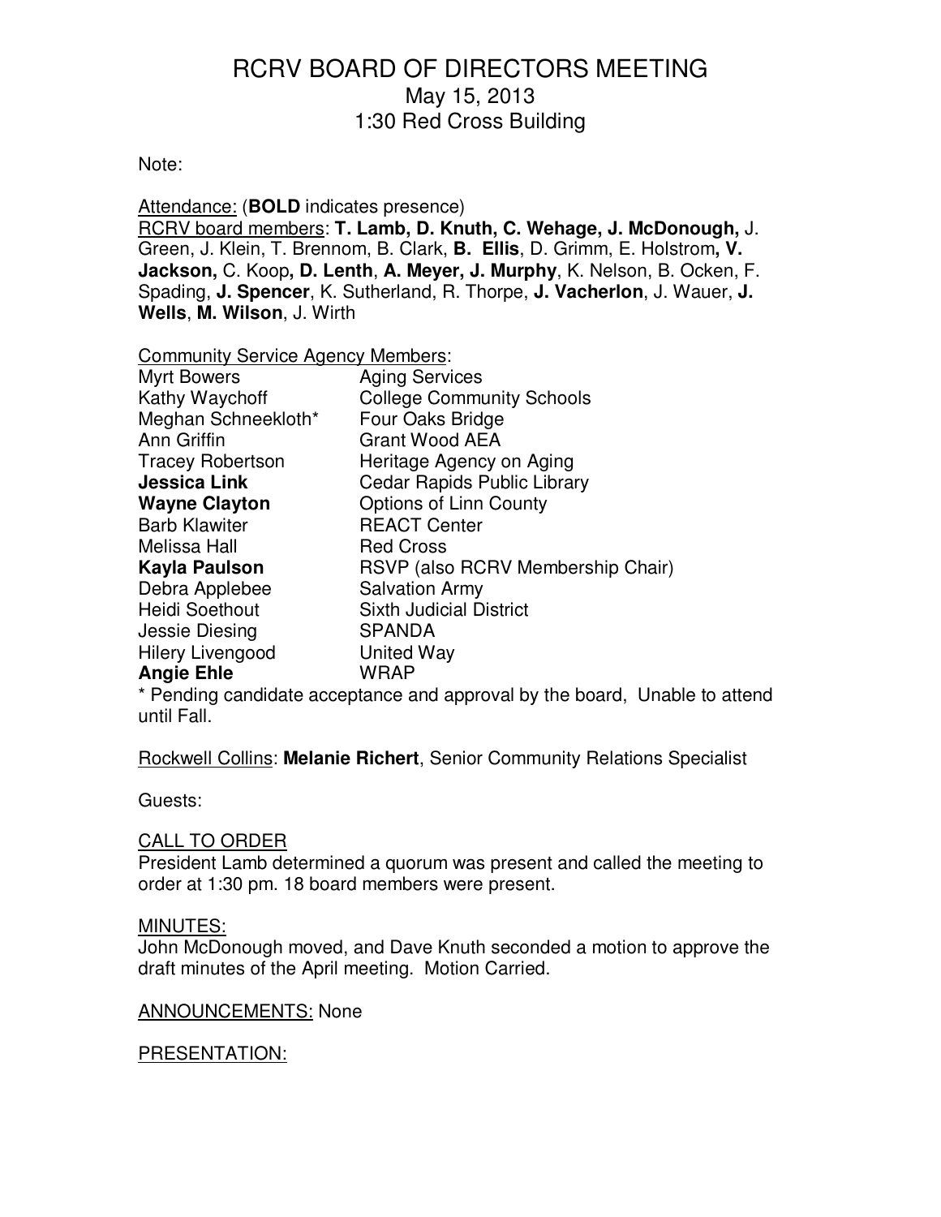# RCRV BOARD OF DIRECTORS MEETING
## May 15, 2013
## 1:30 Red Cross Building

Note:

Attendance: (**BOLD** indicates presence)
RCRV board members: **T. Lamb, D. Knuth, C. Wehage, J. McDonough,** J. Green, J. Klein, T. Brennom, B. Clark, **B. Ellis**, D. Grimm, E. Holstrom**, V. Jackson,** C. Koop**, D. Lenth**, **A. Meyer, J. Murphy**, K. Nelson, B. Ocken, F. Spading, **J. Spencer**, K. Sutherland, R. Thorpe, **J. Vacherlon**, J. Wauer, **J. Wells**, **M. Wilson**, J. Wirth

Community Service Agency Members:

| | |
|---|---|
| Myrt Bowers | Aging Services |
| Kathy Waychoff | College Community Schools |
| Meghan Schneekloth* | Four Oaks Bridge |
| Ann Griffin | Grant Wood AEA |
| Tracey Robertson | Heritage Agency on Aging |
| **Jessica Link** | Cedar Rapids Public Library |
| **Wayne Clayton** | Options of Linn County |
| Barb Klawiter | REACT Center |
| Melissa Hall | Red Cross |
| **Kayla Paulson** | RSVP (also RCRV Membership Chair) |
| Debra Applebee | Salvation Army |
| Heidi Soethout | Sixth Judicial District |
| Jessie Diesing | SPANDA |
| Hilery Livengood | United Way |
| **Angie Ehle** | WRAP |

* Pending candidate acceptance and approval by the board, Unable to attend until Fall.

Rockwell Collins: **Melanie Richert**, Senior Community Relations Specialist

Guests:

CALL TO ORDER
President Lamb determined a quorum was present and called the meeting to order at 1:30 pm. 18 board members were present.

MINUTES:
John McDonough moved, and Dave Knuth seconded a motion to approve the draft minutes of the April meeting. Motion Carried.

ANNOUNCEMENTS: None

PRESENTATION: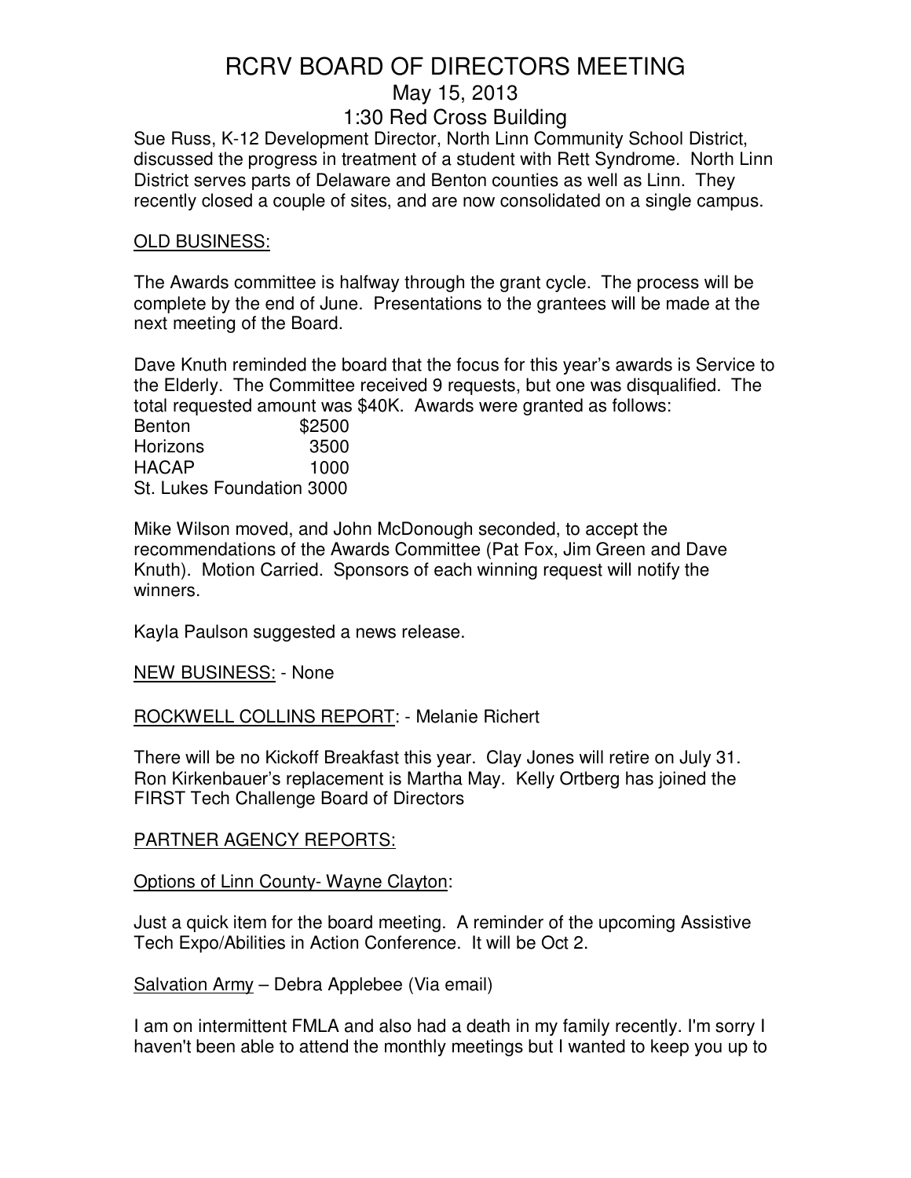# RCRV BOARD OF DIRECTORS MEETING

## May 15, 2013

## 1:30 Red Cross Building

Sue Russ, K-12 Development Director, North Linn Community School District, discussed the progress in treatment of a student with Rett Syndrome. North Linn District serves parts of Delaware and Benton counties as well as Linn. They recently closed a couple of sites, and are now consolidated on a single campus.

<u>OLD BUSINESS:</u>

The Awards committee is halfway through the grant cycle. The process will be complete by the end of June. Presentations to the grantees will be made at the next meeting of the Board.

Dave Knuth reminded the board that the focus for this year's awards is Service to the Elderly. The Committee received 9 requests, but one was disqualified. The total requested amount was $40K. Awards were granted as follows:

| | |
|---|---|
| Benton | $2500 |
| Horizons | 3500 |
| HACAP | 1000 |
| St. Lukes Foundation | 3000 |

Mike Wilson moved, and John McDonough seconded, to accept the recommendations of the Awards Committee (Pat Fox, Jim Green and Dave Knuth). Motion Carried. Sponsors of each winning request will notify the winners.

Kayla Paulson suggested a news release.

<u>NEW BUSINESS:</u> - None

<u>ROCKWELL COLLINS REPORT</u>: - Melanie Richert

There will be no Kickoff Breakfast this year. Clay Jones will retire on July 31. Ron Kirkenbauer's replacement is Martha May. Kelly Ortberg has joined the FIRST Tech Challenge Board of Directors

<u>PARTNER AGENCY REPORTS:</u>

<u>Options of Linn County- Wayne Clayton</u>:

Just a quick item for the board meeting. A reminder of the upcoming Assistive Tech Expo/Abilities in Action Conference. It will be Oct 2.

<u>Salvation Army</u> – Debra Applebee (Via email)

I am on intermittent FMLA and also had a death in my family recently. I'm sorry I haven't been able to attend the monthly meetings but I wanted to keep you up to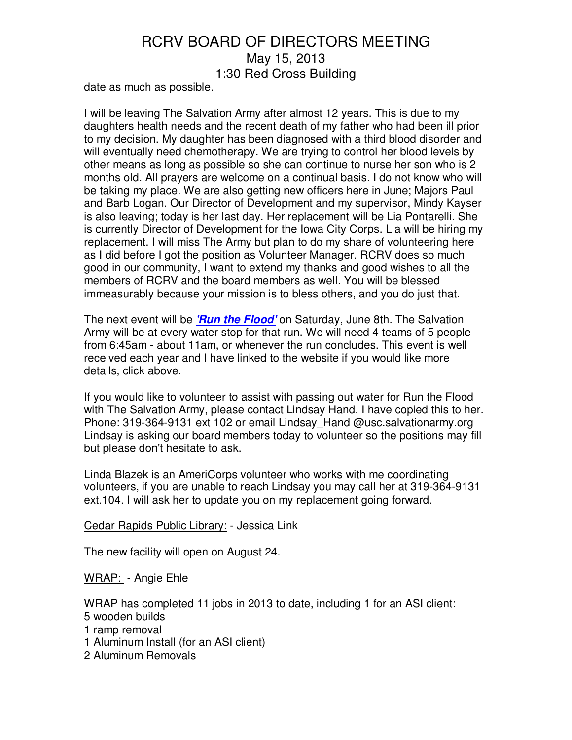date as much as possible.

I will be leaving The Salvation Army after almost 12 years. This is due to my daughters health needs and the recent death of my father who had been ill prior to my decision. My daughter has been diagnosed with a third blood disorder and will eventually need chemotherapy. We are trying to control her blood levels by other means as long as possible so she can continue to nurse her son who is 2 months old. All prayers are welcome on a continual basis. I do not know who will be taking my place. We are also getting new officers here in June; Majors Paul and Barb Logan. Our Director of Development and my supervisor, Mindy Kayser is also leaving; today is her last day. Her replacement will be Lia Pontarelli. She is currently Director of Development for the Iowa City Corps. Lia will be hiring my replacement. I will miss The Army but plan to do my share of volunteering here as I did before I got the position as Volunteer Manager. RCRV does so much good in our community, I want to extend my thanks and good wishes to all the members of RCRV and the board members as well. You will be blessed immeasurably because your mission is to bless others, and you do just that.

The next event will be ***'Run the Flood'*** on Saturday, June 8th. The Salvation Army will be at every water stop for that run. We will need 4 teams of 5 people from 6:45am - about 11am, or whenever the run concludes. This event is well received each year and I have linked to the website if you would like more details, click above.

If you would like to volunteer to assist with passing out water for Run the Flood with The Salvation Army, please contact Lindsay Hand. I have copied this to her. Phone: 319-364-9131 ext 102 or email Lindsay_Hand @usc.salvationarmy.org Lindsay is asking our board members today to volunteer so the positions may fill but please don't hesitate to ask.

Linda Blazek is an AmeriCorps volunteer who works with me coordinating volunteers, if you are unable to reach Lindsay you may call her at 319-364-9131 ext.104. I will ask her to update you on my replacement going forward.

<u>Cedar Rapids Public Library:</u> - Jessica Link

The new facility will open on August 24.

<u>WRAP:</u> - Angie Ehle

WRAP has completed 11 jobs in 2013 to date, including 1 for an ASI client:
5 wooden builds
1 ramp removal
1 Aluminum Install (for an ASI client)
2 Aluminum Removals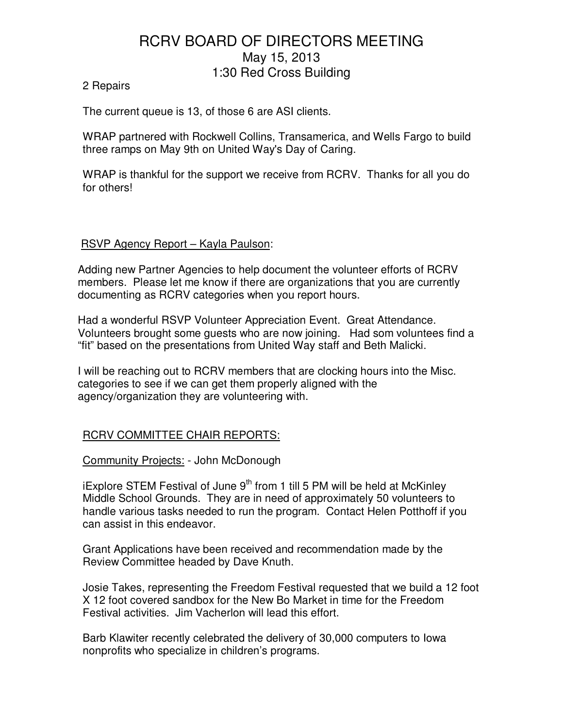# RCRV BOARD OF DIRECTORS MEETING

May 15, 2013

1:30 Red Cross Building

2 Repairs

The current queue is 13, of those 6 are ASI clients.

WRAP partnered with Rockwell Collins, Transamerica, and Wells Fargo to build three ramps on May 9th on United Way's Day of Caring.

WRAP is thankful for the support we receive from RCRV. Thanks for all you do for others!

<u>RSVP Agency Report – Kayla Paulson</u>:

Adding new Partner Agencies to help document the volunteer efforts of RCRV members. Please let me know if there are organizations that you are currently documenting as RCRV categories when you report hours.

Had a wonderful RSVP Volunteer Appreciation Event. Great Attendance. Volunteers brought some guests who are now joining. Had som voluntees find a "fit" based on the presentations from United Way staff and Beth Malicki.

I will be reaching out to RCRV members that are clocking hours into the Misc. categories to see if we can get them properly aligned with the agency/organization they are volunteering with.

<u>RCRV COMMITTEE CHAIR REPORTS:</u>

<u>Community Projects:</u> - John McDonough

iExplore STEM Festival of June 9th from 1 till 5 PM will be held at McKinley Middle School Grounds. They are in need of approximately 50 volunteers to handle various tasks needed to run the program. Contact Helen Potthoff if you can assist in this endeavor.

Grant Applications have been received and recommendation made by the Review Committee headed by Dave Knuth.

Josie Takes, representing the Freedom Festival requested that we build a 12 foot X 12 foot covered sandbox for the New Bo Market in time for the Freedom Festival activities. Jim Vacherlon will lead this effort.

Barb Klawiter recently celebrated the delivery of 30,000 computers to Iowa nonprofits who specialize in children's programs.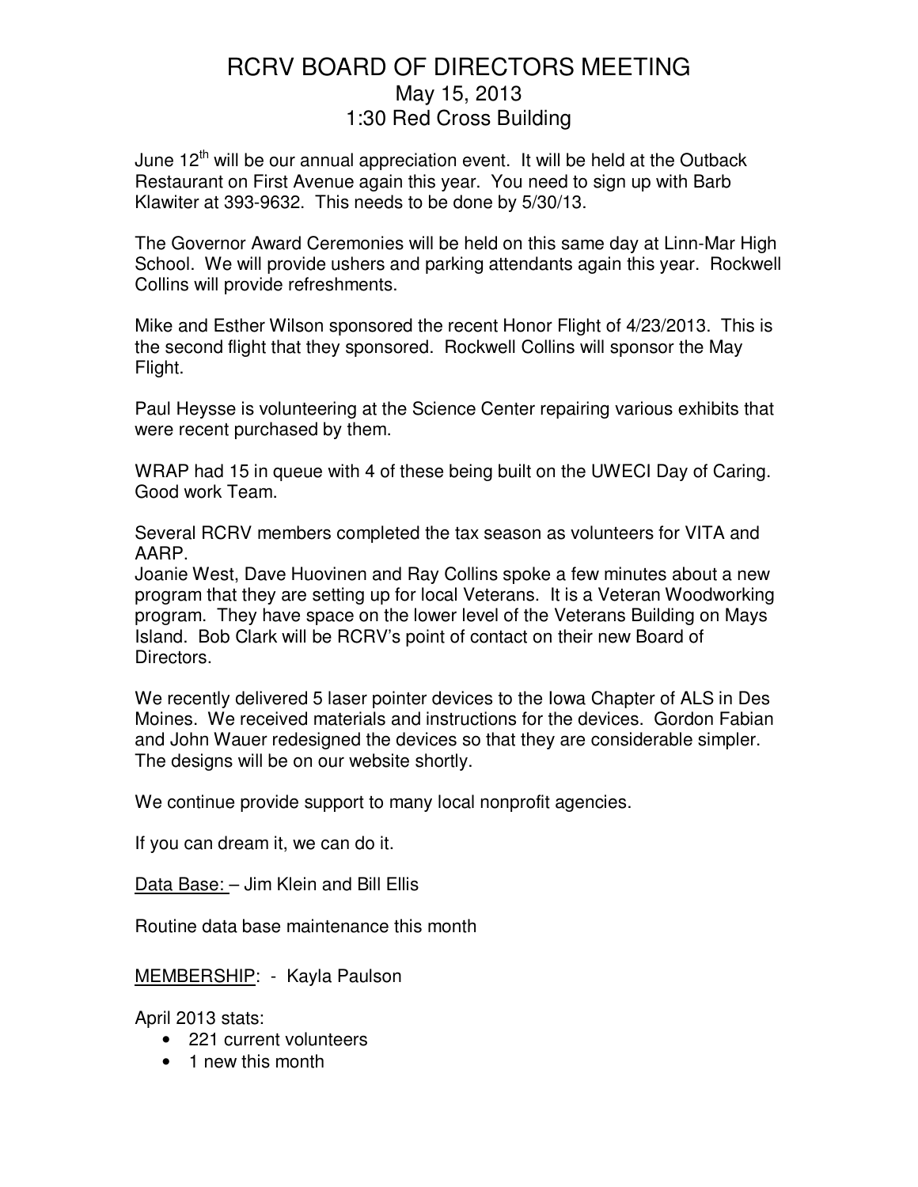# RCRV BOARD OF DIRECTORS MEETING

## May 15, 2013

## 1:30 Red Cross Building

June 12th will be our annual appreciation event. It will be held at the Outback Restaurant on First Avenue again this year. You need to sign up with Barb Klawiter at 393-9632. This needs to be done by 5/30/13.

The Governor Award Ceremonies will be held on this same day at Linn-Mar High School. We will provide ushers and parking attendants again this year. Rockwell Collins will provide refreshments.

Mike and Esther Wilson sponsored the recent Honor Flight of 4/23/2013. This is the second flight that they sponsored. Rockwell Collins will sponsor the May Flight.

Paul Heysse is volunteering at the Science Center repairing various exhibits that were recent purchased by them.

WRAP had 15 in queue with 4 of these being built on the UWECI Day of Caring. Good work Team.

Several RCRV members completed the tax season as volunteers for VITA and AARP.
Joanie West, Dave Huovinen and Ray Collins spoke a few minutes about a new program that they are setting up for local Veterans. It is a Veteran Woodworking program. They have space on the lower level of the Veterans Building on Mays Island. Bob Clark will be RCRV's point of contact on their new Board of Directors.

We recently delivered 5 laser pointer devices to the Iowa Chapter of ALS in Des Moines. We received materials and instructions for the devices. Gordon Fabian and John Wauer redesigned the devices so that they are considerable simpler. The designs will be on our website shortly.

We continue provide support to many local nonprofit agencies.

If you can dream it, we can do it.

<u>Data Base:</u> – Jim Klein and Bill Ellis

Routine data base maintenance this month

<u>MEMBERSHIP</u>: - Kayla Paulson

April 2013 stats:

- 221 current volunteers
- 1 new this month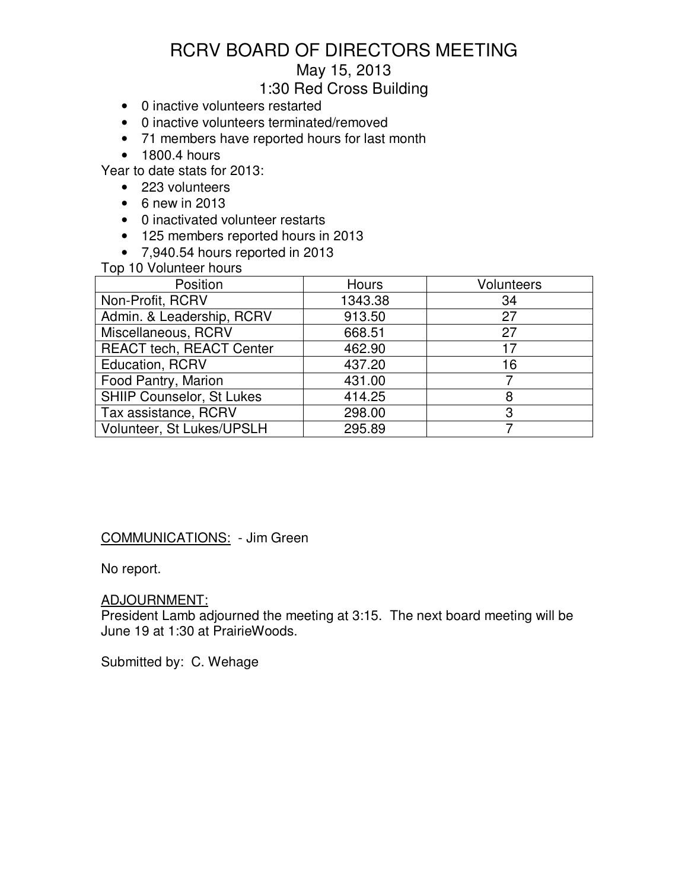# RCRV BOARD OF DIRECTORS MEETING

May 15, 2013

1:30 Red Cross Building

- 0 inactive volunteers restarted
- 0 inactive volunteers terminated/removed
- 71 members have reported hours for last month
- 1800.4 hours

Year to date stats for 2013:

- 223 volunteers
- 6 new in 2013
- 0 inactivated volunteer restarts
- 125 members reported hours in 2013
- 7,940.54 hours reported in 2013

Top 10 Volunteer hours

| Position | Hours | Volunteers |
|---|---|---|
| Non-Profit, RCRV | 1343.38 | 34 |
| Admin. & Leadership, RCRV | 913.50 | 27 |
| Miscellaneous, RCRV | 668.51 | 27 |
| REACT tech, REACT Center | 462.90 | 17 |
| Education, RCRV | 437.20 | 16 |
| Food Pantry, Marion | 431.00 | 7 |
| SHIIP Counselor, St Lukes | 414.25 | 8 |
| Tax assistance, RCRV | 298.00 | 3 |
| Volunteer, St Lukes/UPSLH | 295.89 | 7 |

<u>COMMUNICATIONS:</u> - Jim Green

No report.

<u>ADJOURNMENT:</u>

President Lamb adjourned the meeting at 3:15. The next board meeting will be June 19 at 1:30 at PrairieWoods.

Submitted by: C. Wehage